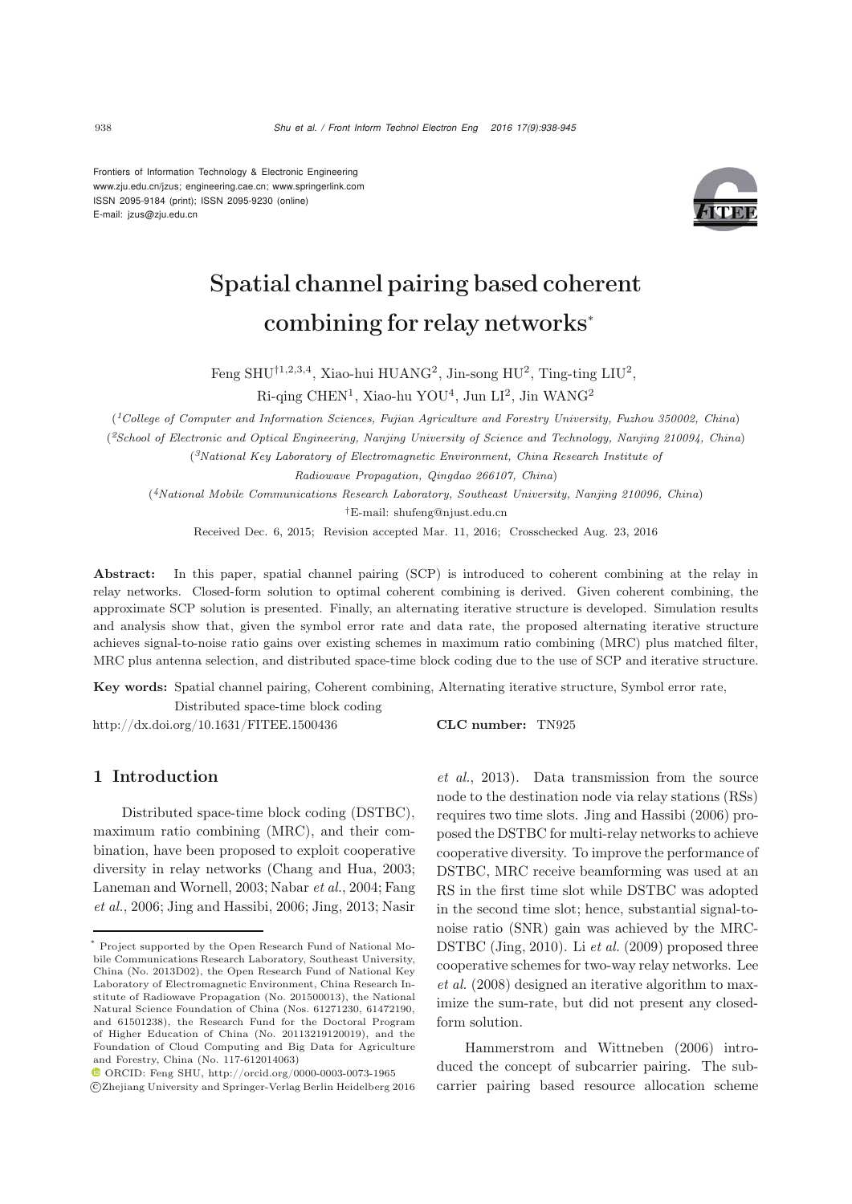Frontiers of Information Technology & Electronic Engineering
www.zju.edu.cn/jzus; engineering.cae.cn; www.springerlink.com
ISSN 2095-9184 (print); ISSN 2095-9230 (online)
E-mail: jzus@zju.edu.cn

# Spatial channel pairing based coherent combining for relay networks*

Feng SHU[†1,2,3,4], Xiao-hui HUANG[2], Jin-song HU[2], Ting-ting LIU[2], Ri-qing CHEN[1], Xiao-hu YOU[4], Jun LI[2], Jin WANG[2]

([1]*College of Computer and Information Sciences, Fujian Agriculture and Forestry University, Fuzhou 350002, China*)

([2]*School of Electronic and Optical Engineering, Nanjing University of Science and Technology, Nanjing 210094, China*)

([3]*National Key Laboratory of Electromagnetic Environment, China Research Institute of Radiowave Propagation, Qingdao 266107, China*)

([4]*National Mobile Communications Research Laboratory, Southeast University, Nanjing 210096, China*)

[†]E-mail: shufeng@njust.edu.cn

Received Dec. 6, 2015; Revision accepted Mar. 11, 2016; Crosschecked Aug. 23, 2016

**Abstract:** In this paper, spatial channel pairing (SCP) is introduced to coherent combining at the relay in relay networks. Closed-form solution to optimal coherent combining is derived. Given coherent combining, the approximate SCP solution is presented. Finally, an alternating iterative structure is developed. Simulation results and analysis show that, given the symbol error rate and data rate, the proposed alternating iterative structure achieves signal-to-noise ratio gains over existing schemes in maximum ratio combining (MRC) plus matched filter, MRC plus antenna selection, and distributed space-time block coding due to the use of SCP and iterative structure.

**Key words:** Spatial channel pairing, Coherent combining, Alternating iterative structure, Symbol error rate, Distributed space-time block coding

http://dx.doi.org/10.1631/FITEE.1500436 **CLC number:** TN925

## 1 Introduction

Distributed space-time block coding (DSTBC), maximum ratio combining (MRC), and their combination, have been proposed to exploit cooperative diversity in relay networks (Chang and Hua, 2003; Laneman and Wornell, 2003; Nabar *et al.*, 2004; Fang *et al.*, 2006; Jing and Hassibi, 2006; Jing, 2013; Nasir *et al.*, 2013). Data transmission from the source node to the destination node via relay stations (RSs) requires two time slots. Jing and Hassibi (2006) proposed the DSTBC for multi-relay networks to achieve cooperative diversity. To improve the performance of DSTBC, MRC receive beamforming was used at an RS in the first time slot while DSTBC was adopted in the second time slot; hence, substantial signal-to-noise ratio (SNR) gain was achieved by the MRC-DSTBC (Jing, 2010). Li *et al.* (2009) proposed three cooperative schemes for two-way relay networks. Lee *et al.* (2008) designed an iterative algorithm to maximize the sum-rate, but did not present any closed-form solution.

Hammerstrom and Wittneben (2006) introduced the concept of subcarrier pairing. The subcarrier pairing based resource allocation scheme

---

* Project supported by the Open Research Fund of National Mobile Communications Research Laboratory, Southeast University, China (No. 2013D02), the Open Research Fund of National Key Laboratory of Electromagnetic Environment, China Research Institute of Radiowave Propagation (No. 201500013), the National Natural Science Foundation of China (Nos. 61271230, 61472190, and 61501238), the Research Fund for the Doctoral Program of Higher Education of China (No. 20113219120019), and the Foundation of Cloud Computing and Big Data for Agriculture and Forestry, China (No. 117-612014063)

ORCID: Feng SHU, http://orcid.org/0000-0003-0073-1965

©Zhejiang University and Springer-Verlag Berlin Heidelberg 2016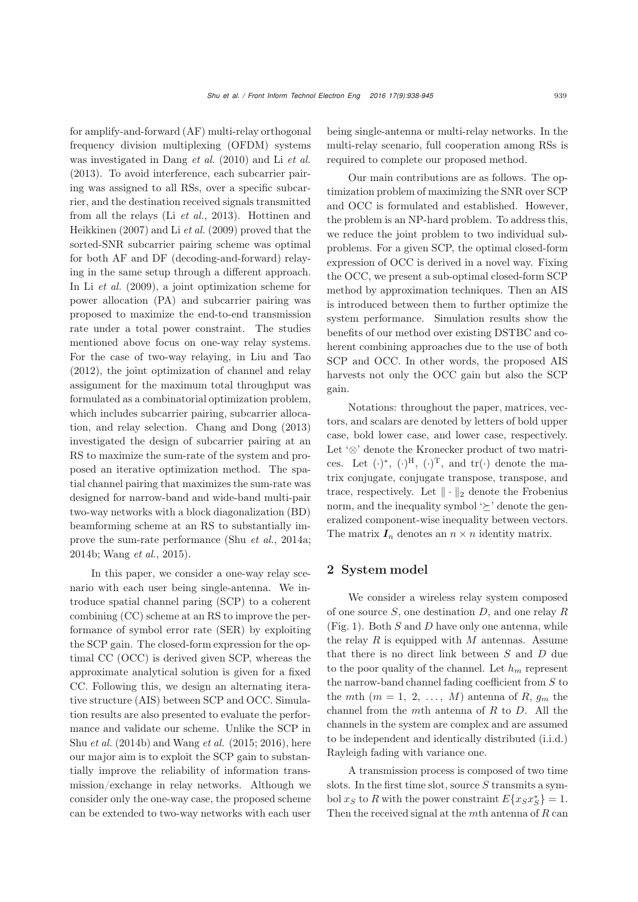for amplify-and-forward (AF) multi-relay orthogonal frequency division multiplexing (OFDM) systems was investigated in Dang *et al.* (2010) and Li *et al.* (2013). To avoid interference, each subcarrier pairing was assigned to all RSs, over a specific subcarrier, and the destination received signals transmitted from all the relays (Li *et al.*, 2013). Hottinen and Heikkinen (2007) and Li *et al.* (2009) proved that the sorted-SNR subcarrier pairing scheme was optimal for both AF and DF (decoding-and-forward) relaying in the same setup through a different approach. In Li *et al.* (2009), a joint optimization scheme for power allocation (PA) and subcarrier pairing was proposed to maximize the end-to-end transmission rate under a total power constraint. The studies mentioned above focus on one-way relay systems. For the case of two-way relaying, in Liu and Tao (2012), the joint optimization of channel and relay assignment for the maximum total throughput was formulated as a combinatorial optimization problem, which includes subcarrier pairing, subcarrier allocation, and relay selection. Chang and Dong (2013) investigated the design of subcarrier pairing at an RS to maximize the sum-rate of the system and proposed an iterative optimization method. The spatial channel pairing that maximizes the sum-rate was designed for narrow-band and wide-band multi-pair two-way networks with a block diagonalization (BD) beamforming scheme at an RS to substantially improve the sum-rate performance (Shu *et al.*, 2014a; 2014b; Wang *et al.*, 2015).

In this paper, we consider a one-way relay scenario with each user being single-antenna. We introduce spatial channel paring (SCP) to a coherent combining (CC) scheme at an RS to improve the performance of symbol error rate (SER) by exploiting the SCP gain. The closed-form expression for the optimal CC (OCC) is derived given SCP, whereas the approximate analytical solution is given for a fixed CC. Following this, we design an alternating iterative structure (AIS) between SCP and OCC. Simulation results are also presented to evaluate the performance and validate our scheme. Unlike the SCP in Shu *et al.* (2014b) and Wang *et al.* (2015; 2016), here our major aim is to exploit the SCP gain to substantially improve the reliability of information transmission/exchange in relay networks. Although we consider only the one-way case, the proposed scheme can be extended to two-way networks with each user being single-antenna or multi-relay networks. In the multi-relay scenario, full cooperation among RSs is required to complete our proposed method.

Our main contributions are as follows. The optimization problem of maximizing the SNR over SCP and OCC is formulated and established. However, the problem is an NP-hard problem. To address this, we reduce the joint problem to two individual subproblems. For a given SCP, the optimal closed-form expression of OCC is derived in a novel way. Fixing the OCC, we present a sub-optimal closed-form SCP method by approximation techniques. Then an AIS is introduced between them to further optimize the system performance. Simulation results show the benefits of our method over existing DSTBC and coherent combining approaches due to the use of both SCP and OCC. In other words, the proposed AIS harvests not only the OCC gain but also the SCP gain.

Notations: throughout the paper, matrices, vectors, and scalars are denoted by letters of bold upper case, bold lower case, and lower case, respectively. Let '$\otimes$' denote the Kronecker product of two matrices. Let $(\cdot)^*$, $(\cdot)^{\mathrm{H}}$, $(\cdot)^{\mathrm{T}}$, and $\mathrm{tr}(\cdot)$ denote the matrix conjugate, conjugate transpose, transpose, and trace, respectively. Let $\|\cdot\|_2$ denote the Frobenius norm, and the inequality symbol '$\succeq$' denote the generalized component-wise inequality between vectors. The matrix $\boldsymbol{I}_n$ denotes an $n \times n$ identity matrix.

## 2 System model

We consider a wireless relay system composed of one source $S$, one destination $D$, and one relay $R$ (Fig. 1). Both $S$ and $D$ have only one antenna, while the relay $R$ is equipped with $M$ antennas. Assume that there is no direct link between $S$ and $D$ due to the poor quality of the channel. Let $h_m$ represent the narrow-band channel fading coefficient from $S$ to the $m$th ($m = 1, 2, \ldots, M$) antenna of $R$, $g_m$ the channel from the $m$th antenna of $R$ to $D$. All the channels in the system are complex and are assumed to be independent and identically distributed (i.i.d.) Rayleigh fading with variance one.

A transmission process is composed of two time slots. In the first time slot, source $S$ transmits a symbol $x_S$ to $R$ with the power constraint $E\{x_S x_S^*\} = 1$. Then the received signal at the $m$th antenna of $R$ can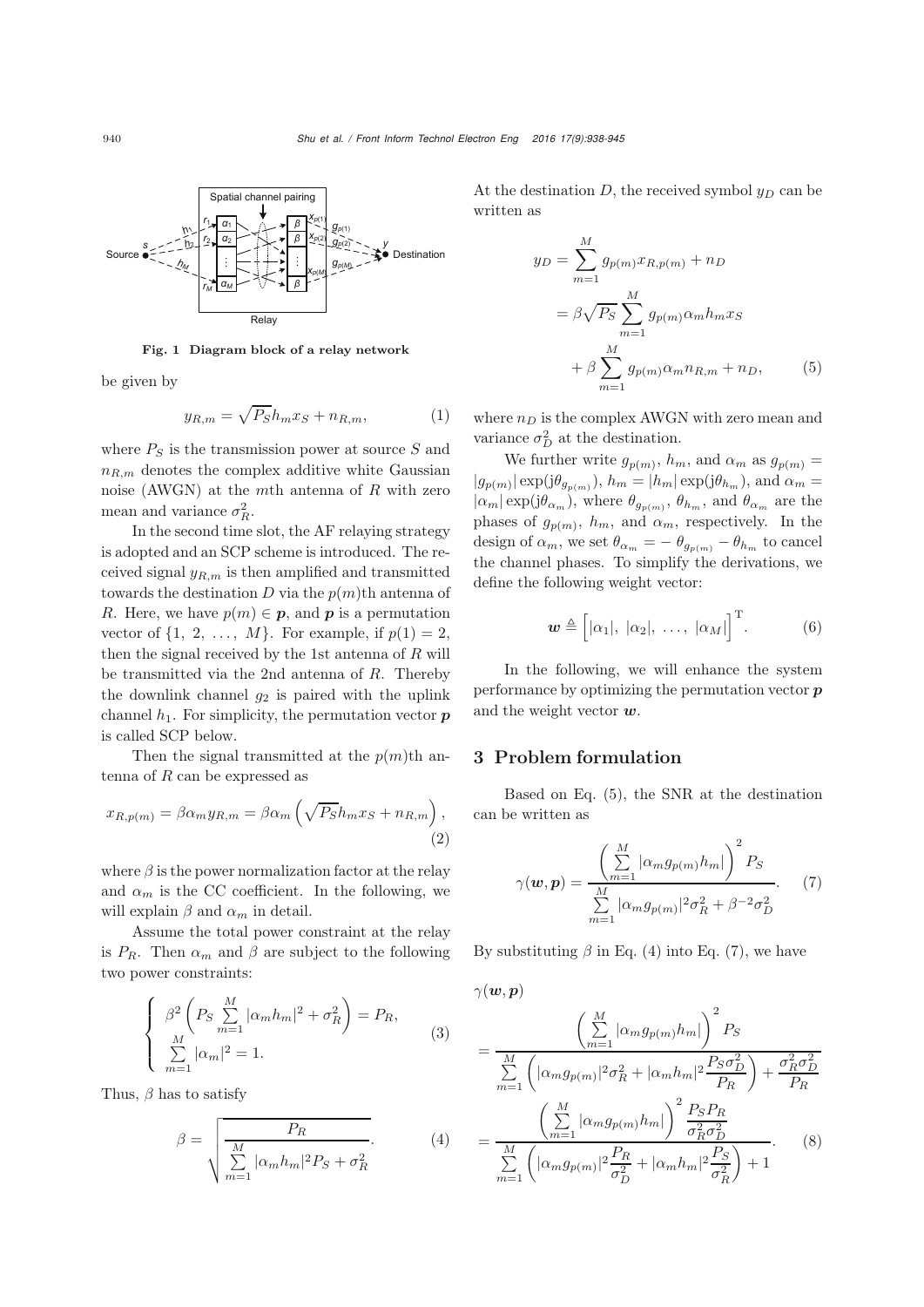Fig. 1 Diagram block of a relay network

be given by

$$y_{R,m} = \sqrt{P_S} h_m x_S + n_{R,m}, \quad (1)$$

where $P_S$ is the transmission power at source $S$ and $n_{R,m}$ denotes the complex additive white Gaussian noise (AWGN) at the $m$th antenna of $R$ with zero mean and variance $\sigma_R^2$.

In the second time slot, the AF relaying strategy is adopted and an SCP scheme is introduced. The received signal $y_{R,m}$ is then amplified and transmitted towards the destination $D$ via the $p(m)$th antenna of $R$. Here, we have $p(m) \in \boldsymbol{p}$, and $\boldsymbol{p}$ is a permutation vector of $\{1, 2, \ldots, M\}$. For example, if $p(1) = 2$, then the signal received by the 1st antenna of $R$ will be transmitted via the 2nd antenna of $R$. Thereby the downlink channel $g_2$ is paired with the uplink channel $h_1$. For simplicity, the permutation vector $\boldsymbol{p}$ is called SCP below.

Then the signal transmitted at the $p(m)$th antenna of $R$ can be expressed as

$$x_{R,p(m)} = \beta \alpha_m y_{R,m} = \beta \alpha_m \left( \sqrt{P_S} h_m x_S + n_{R,m} \right), \quad (2)$$

where $\beta$ is the power normalization factor at the relay and $\alpha_m$ is the CC coefficient. In the following, we will explain $\beta$ and $\alpha_m$ in detail.

Assume the total power constraint at the relay is $P_R$. Then $\alpha_m$ and $\beta$ are subject to the following two power constraints:

$$\begin{cases} \beta^2 \left( P_S \sum\limits_{m=1}^{M} |\alpha_m h_m|^2 + \sigma_R^2 \right) = P_R, \\ \sum\limits_{m=1}^{M} |\alpha_m|^2 = 1. \end{cases} \quad (3)$$

Thus, $\beta$ has to satisfy

$$\beta = \sqrt{\frac{P_R}{\sum\limits_{m=1}^{M} |\alpha_m h_m|^2 P_S + \sigma_R^2}}. \quad (4)$$

At the destination $D$, the received symbol $y_D$ can be written as

$$\begin{aligned} y_D &= \sum_{m=1}^{M} g_{p(m)} x_{R,p(m)} + n_D \\ &= \beta \sqrt{P_S} \sum_{m=1}^{M} g_{p(m)} \alpha_m h_m x_S \\ &\quad + \beta \sum_{m=1}^{M} g_{p(m)} \alpha_m n_{R,m} + n_D, \end{aligned} \quad (5)$$

where $n_D$ is the complex AWGN with zero mean and variance $\sigma_D^2$ at the destination.

We further write $g_{p(m)}$, $h_m$, and $\alpha_m$ as $g_{p(m)} = |g_{p(m)}| \exp(\mathrm{j}\theta_{g_{p(m)}})$, $h_m = |h_m| \exp(\mathrm{j}\theta_{h_m})$, and $\alpha_m = |\alpha_m| \exp(\mathrm{j}\theta_{\alpha_m})$, where $\theta_{g_{p(m)}}$, $\theta_{h_m}$, and $\theta_{\alpha_m}$ are the phases of $g_{p(m)}$, $h_m$, and $\alpha_m$, respectively. In the design of $\alpha_m$, we set $\theta_{\alpha_m} = -\theta_{g_{p(m)}} - \theta_{h_m}$ to cancel the channel phases. To simplify the derivations, we define the following weight vector:

$$\boldsymbol{w} \triangleq \left[ |\alpha_1|, \ |\alpha_2|, \ \ldots, \ |\alpha_M| \right]^{\mathrm{T}}. \quad (6)$$

In the following, we will enhance the system performance by optimizing the permutation vector $\boldsymbol{p}$ and the weight vector $\boldsymbol{w}$.

## 3 Problem formulation

Based on Eq. (5), the SNR at the destination can be written as

$$\gamma(\boldsymbol{w}, \boldsymbol{p}) = \frac{\left( \sum\limits_{m=1}^{M} |\alpha_m g_{p(m)} h_m| \right)^2 P_S}{\sum\limits_{m=1}^{M} |\alpha_m g_{p(m)}|^2 \sigma_R^2 + \beta^{-2} \sigma_D^2}. \quad (7)$$

By substituting $\beta$ in Eq. (4) into Eq. (7), we have

$$\begin{aligned} &\gamma(\boldsymbol{w}, \boldsymbol{p}) \\ &= \frac{\left( \sum\limits_{m=1}^{M} |\alpha_m g_{p(m)} h_m| \right)^2 P_S}{\sum\limits_{m=1}^{M} \left( |\alpha_m g_{p(m)}|^2 \sigma_R^2 + |\alpha_m h_m|^2 \dfrac{P_S \sigma_D^2}{P_R} \right) + \dfrac{\sigma_R^2 \sigma_D^2}{P_R}} \\ &= \frac{\left( \sum\limits_{m=1}^{M} |\alpha_m g_{p(m)} h_m| \right)^2 \dfrac{P_S P_R}{\sigma_R^2 \sigma_D^2}}{\sum\limits_{m=1}^{M} \left( |\alpha_m g_{p(m)}|^2 \dfrac{P_R}{\sigma_D^2} + |\alpha_m h_m|^2 \dfrac{P_S}{\sigma_R^2} \right) + 1}. \end{aligned} \quad (8)$$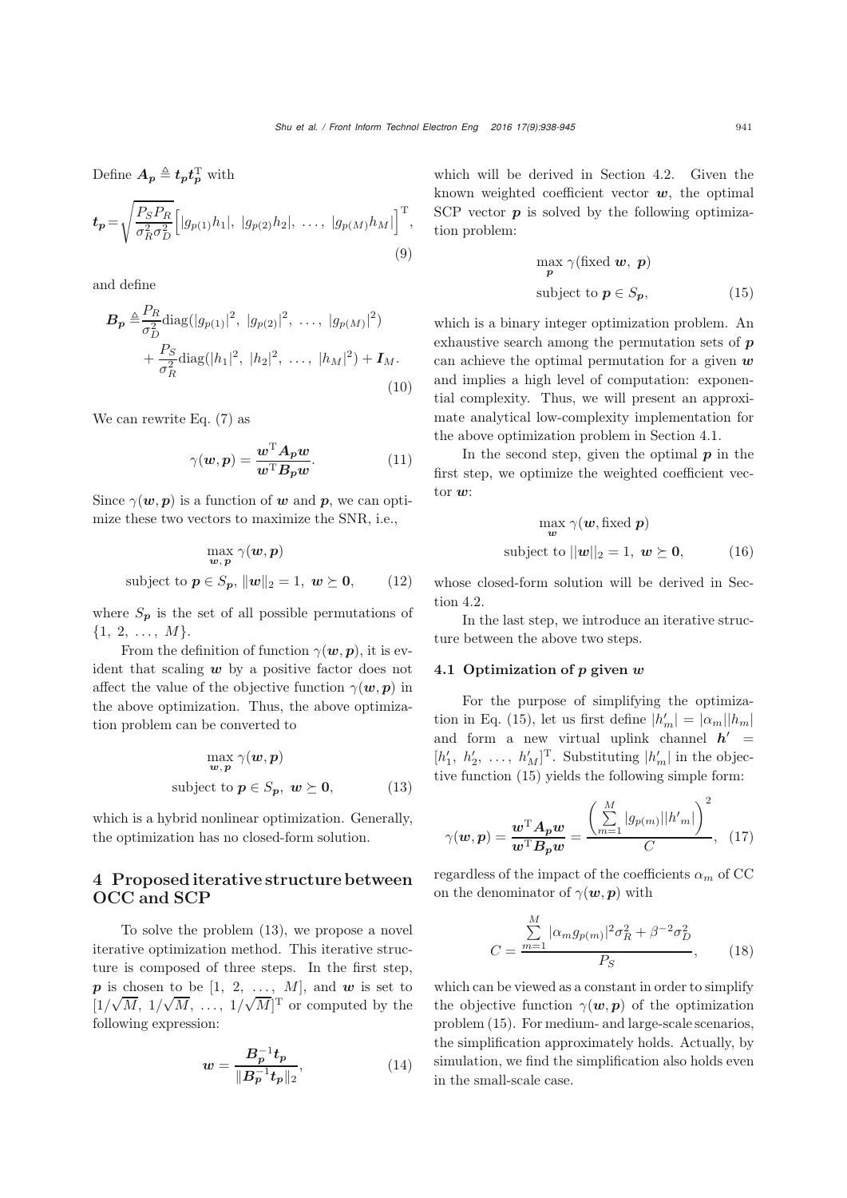Define $\boldsymbol{A_p} \triangleq \boldsymbol{t_p}\boldsymbol{t_p}^{\mathrm{T}}$ with

$$\boldsymbol{t_p}=\sqrt{\frac{P_S P_R}{\sigma_R^2\sigma_D^2}}\Big[|g_{p(1)}h_1|,\ |g_{p(2)}h_2|,\ \ldots,\ |g_{p(M)}h_M|\Big]^{\mathrm{T}}, \tag{9}$$

and define

$$\begin{aligned}\boldsymbol{B_p} \triangleq &\frac{P_R}{\sigma_D^2}\mathrm{diag}(|g_{p(1)}|^2,\ |g_{p(2)}|^2,\ \ldots,\ |g_{p(M)}|^2)\\ &+\frac{P_S}{\sigma_R^2}\mathrm{diag}(|h_1|^2,\ |h_2|^2,\ \ldots,\ |h_M|^2)+\boldsymbol{I}_M.\end{aligned} \tag{10}$$

We can rewrite Eq. (7) as

$$\gamma(\boldsymbol{w},\boldsymbol{p})=\frac{\boldsymbol{w}^{\mathrm{T}}\boldsymbol{A_p}\boldsymbol{w}}{\boldsymbol{w}^{\mathrm{T}}\boldsymbol{B_p}\boldsymbol{w}}. \tag{11}$$

Since $\gamma(\boldsymbol{w},\boldsymbol{p})$ is a function of $\boldsymbol{w}$ and $\boldsymbol{p}$, we can optimize these two vectors to maximize the SNR, i.e.,

$$\begin{aligned}&\max_{\boldsymbol{w},\,\boldsymbol{p}}\ \gamma(\boldsymbol{w},\boldsymbol{p})\\ &\text{subject to } \boldsymbol{p}\in S_{\boldsymbol{p}},\ \|\boldsymbol{w}\|_2=1,\ \boldsymbol{w}\succeq\boldsymbol{0},\end{aligned} \tag{12}$$

where $S_{\boldsymbol{p}}$ is the set of all possible permutations of $\{1,\ 2,\ \ldots,\ M\}$.

From the definition of function $\gamma(\boldsymbol{w},\boldsymbol{p})$, it is evident that scaling $\boldsymbol{w}$ by a positive factor does not affect the value of the objective function $\gamma(\boldsymbol{w},\boldsymbol{p})$ in the above optimization. Thus, the above optimization problem can be converted to

$$\begin{aligned}&\max_{\boldsymbol{w},\,\boldsymbol{p}}\ \gamma(\boldsymbol{w},\boldsymbol{p})\\ &\text{subject to } \boldsymbol{p}\in S_{\boldsymbol{p}},\ \boldsymbol{w}\succeq\boldsymbol{0},\end{aligned} \tag{13}$$

which is a hybrid nonlinear optimization. Generally, the optimization has no closed-form solution.

## 4 Proposed iterative structure between OCC and SCP

To solve the problem (13), we propose a novel iterative optimization method. This iterative structure is composed of three steps. In the first step, $\boldsymbol{p}$ is chosen to be $[1,\ 2,\ \ldots,\ M]$, and $\boldsymbol{w}$ is set to $[1/\sqrt{M},\ 1/\sqrt{M},\ \ldots,\ 1/\sqrt{M}]^{\mathrm{T}}$ or computed by the following expression:

$$\boldsymbol{w}=\frac{\boldsymbol{B_p}^{-1}\boldsymbol{t_p}}{\|\boldsymbol{B_p}^{-1}\boldsymbol{t_p}\|_2}, \tag{14}$$

which will be derived in Section 4.2. Given the known weighted coefficient vector $\boldsymbol{w}$, the optimal SCP vector $\boldsymbol{p}$ is solved by the following optimization problem:

$$\begin{aligned}&\max_{\boldsymbol{p}}\ \gamma(\text{fixed } \boldsymbol{w},\ \boldsymbol{p})\\ &\text{subject to } \boldsymbol{p}\in S_{\boldsymbol{p}},\end{aligned} \tag{15}$$

which is a binary integer optimization problem. An exhaustive search among the permutation sets of $\boldsymbol{p}$ can achieve the optimal permutation for a given $\boldsymbol{w}$ and implies a high level of computation: exponential complexity. Thus, we will present an approximate analytical low-complexity implementation for the above optimization problem in Section 4.1.

In the second step, given the optimal $\boldsymbol{p}$ in the first step, we optimize the weighted coefficient vector $\boldsymbol{w}$:

$$\begin{aligned}&\max_{\boldsymbol{w}}\ \gamma(\boldsymbol{w},\text{fixed } \boldsymbol{p})\\ &\text{subject to } \|\boldsymbol{w}\|_2=1,\ \boldsymbol{w}\succeq\boldsymbol{0},\end{aligned} \tag{16}$$

whose closed-form solution will be derived in Section 4.2.

In the last step, we introduce an iterative structure between the above two steps.

### 4.1 Optimization of $p$ given $w$

For the purpose of simplifying the optimization in Eq. (15), let us first define $|h'_m|=|\alpha_m||h_m|$ and form a new virtual uplink channel $\boldsymbol{h}'=[h'_1,\ h'_2,\ \ldots,\ h'_M]^{\mathrm{T}}$. Substituting $|h'_m|$ in the objective function (15) yields the following simple form:

$$\gamma(\boldsymbol{w},\boldsymbol{p})=\frac{\boldsymbol{w}^{\mathrm{T}}\boldsymbol{A_p}\boldsymbol{w}}{\boldsymbol{w}^{\mathrm{T}}\boldsymbol{B_p}\boldsymbol{w}}=\frac{\left(\sum\limits_{m=1}^{M}|g_{p(m)}||h'_m|\right)^2}{C}, \tag{17}$$

regardless of the impact of the coefficients $\alpha_m$ of CC on the denominator of $\gamma(\boldsymbol{w},\boldsymbol{p})$ with

$$C=\frac{\sum\limits_{m=1}^{M}|\alpha_m g_{p(m)}|^2\sigma_R^2+\beta^{-2}\sigma_D^2}{P_S}, \tag{18}$$

which can be viewed as a constant in order to simplify the objective function $\gamma(\boldsymbol{w},\boldsymbol{p})$ of the optimization problem (15). For medium- and large-scale scenarios, the simplification approximately holds. Actually, by simulation, we find the simplification also holds even in the small-scale case.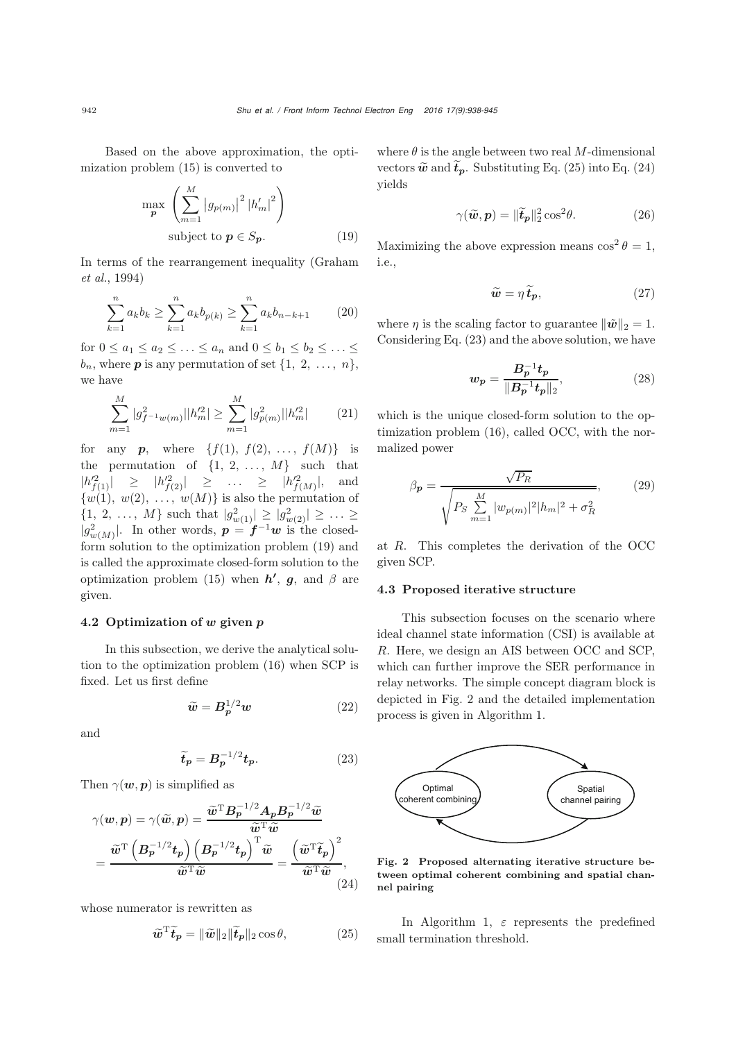Based on the above approximation, the optimization problem (15) is converted to

$$\max_{\boldsymbol{p}} \left( \sum_{m=1}^{M} \left| g_{p(m)} \right|^2 \left| h'_m \right|^2 \right)$$
$$\text{subject to } \boldsymbol{p} \in S_{\boldsymbol{p}}. \tag{19}$$

In terms of the rearrangement inequality (Graham *et al.*, 1994)

$$\sum_{k=1}^{n} a_k b_k \geq \sum_{k=1}^{n} a_k b_{p(k)} \geq \sum_{k=1}^{n} a_k b_{n-k+1} \tag{20}$$

for $0 \leq a_1 \leq a_2 \leq \ldots \leq a_n$ and $0 \leq b_1 \leq b_2 \leq \ldots \leq b_n$, where $\boldsymbol{p}$ is any permutation of set $\{1, 2, \ldots, n\}$, we have

$$\sum_{m=1}^{M} |g^2_{f^{-1}w(m)}||h'^2_m| \geq \sum_{m=1}^{M} |g^2_{p(m)}||h'^2_m| \tag{21}$$

for any $\boldsymbol{p}$, where $\{f(1), f(2), \ldots, f(M)\}$ is the permutation of $\{1, 2, \ldots, M\}$ such that $|h'^2_{f(1)}| \geq |h'^2_{f(2)}| \geq \ldots \geq |h'^2_{f(M)}|$, and $\{w(1), w(2), \ldots, w(M)\}$ is also the permutation of $\{1, 2, \ldots, M\}$ such that $|g^2_{w(1)}| \geq |g^2_{w(2)}| \geq \ldots \geq |g^2_{w(M)}|$. In other words, $\boldsymbol{p} = \boldsymbol{f}^{-1}\boldsymbol{w}$ is the closed-form solution to the optimization problem (19) and is called the approximate closed-form solution to the optimization problem (15) when $\boldsymbol{h'}$, $\boldsymbol{g}$, and $\beta$ are given.

### 4.2 Optimization of $w$ given $p$

In this subsection, we derive the analytical solution to the optimization problem (16) when SCP is fixed. Let us first define

$$\widetilde{\boldsymbol{w}} = \boldsymbol{B}_{\boldsymbol{p}}^{1/2} \boldsymbol{w} \tag{22}$$

and

$$\widetilde{\boldsymbol{t}}_{\boldsymbol{p}} = \boldsymbol{B}_{\boldsymbol{p}}^{-1/2} \boldsymbol{t}_{\boldsymbol{p}}. \tag{23}$$

Then $\gamma(\boldsymbol{w}, \boldsymbol{p})$ is simplified as

$$\gamma(\boldsymbol{w},\boldsymbol{p}) = \gamma(\widetilde{\boldsymbol{w}},\boldsymbol{p}) = \frac{\widetilde{\boldsymbol{w}}^{\mathrm{T}} \boldsymbol{B}_{\boldsymbol{p}}^{-1/2} \boldsymbol{A}_{\boldsymbol{p}} \boldsymbol{B}_{\boldsymbol{p}}^{-1/2} \widetilde{\boldsymbol{w}}}{\widetilde{\boldsymbol{w}}^{\mathrm{T}} \widetilde{\boldsymbol{w}}}$$
$$= \frac{\widetilde{\boldsymbol{w}}^{\mathrm{T}} \left( \boldsymbol{B}_{\boldsymbol{p}}^{-1/2} \boldsymbol{t}_{\boldsymbol{p}} \right) \left( \boldsymbol{B}_{\boldsymbol{p}}^{-1/2} \boldsymbol{t}_{\boldsymbol{p}} \right)^{\mathrm{T}} \widetilde{\boldsymbol{w}}}{\widetilde{\boldsymbol{w}}^{\mathrm{T}} \widetilde{\boldsymbol{w}}} = \frac{\left( \widetilde{\boldsymbol{w}}^{\mathrm{T}} \widetilde{\boldsymbol{t}}_{\boldsymbol{p}} \right)^2}{\widetilde{\boldsymbol{w}}^{\mathrm{T}} \widetilde{\boldsymbol{w}}}, \tag{24}$$

whose numerator is rewritten as

$$\widetilde{\boldsymbol{w}}^{\mathrm{T}} \widetilde{\boldsymbol{t}}_{\boldsymbol{p}} = \|\widetilde{\boldsymbol{w}}\|_2 \|\widetilde{\boldsymbol{t}}_{\boldsymbol{p}}\|_2 \cos\theta, \tag{25}$$

where $\theta$ is the angle between two real $M$-dimensional vectors $\widetilde{\boldsymbol{w}}$ and $\widetilde{\boldsymbol{t}}_{\boldsymbol{p}}$. Substituting Eq. (25) into Eq. (24) yields

$$\gamma(\widetilde{\boldsymbol{w}}, \boldsymbol{p}) = \|\widetilde{\boldsymbol{t}}_{\boldsymbol{p}}\|_2^2 \cos^2\theta. \tag{26}$$

Maximizing the above expression means $\cos^2\theta = 1$, i.e.,

$$\widetilde{\boldsymbol{w}} = \eta \, \widetilde{\boldsymbol{t}}_{\boldsymbol{p}}, \tag{27}$$

where $\eta$ is the scaling factor to guarantee $\|\tilde{\boldsymbol{w}}\|_2 = 1$. Considering Eq. (23) and the above solution, we have

$$\boldsymbol{w}_{\boldsymbol{p}} = \frac{\boldsymbol{B}_{\boldsymbol{p}}^{-1} \boldsymbol{t}_{\boldsymbol{p}}}{\|\boldsymbol{B}_{\boldsymbol{p}}^{-1} \boldsymbol{t}_{\boldsymbol{p}}\|_2}, \tag{28}$$

which is the unique closed-form solution to the optimization problem (16), called OCC, with the normalized power

$$\beta_{\boldsymbol{p}} = \frac{\sqrt{P_R}}{\sqrt{P_S \sum\limits_{m=1}^{M} |w_{p(m)}|^2 |h_m|^2 + \sigma_R^2}}, \tag{29}$$

at $R$. This completes the derivation of the OCC given SCP.

### 4.3 Proposed iterative structure

This subsection focuses on the scenario where ideal channel state information (CSI) is available at $R$. Here, we design an AIS between OCC and SCP, which can further improve the SER performance in relay networks. The simple concept diagram block is depicted in Fig. 2 and the detailed implementation process is given in Algorithm 1.

**Fig. 2 Proposed alternating iterative structure between optimal coherent combining and spatial channel pairing**

In Algorithm 1, $\varepsilon$ represents the predefined small termination threshold.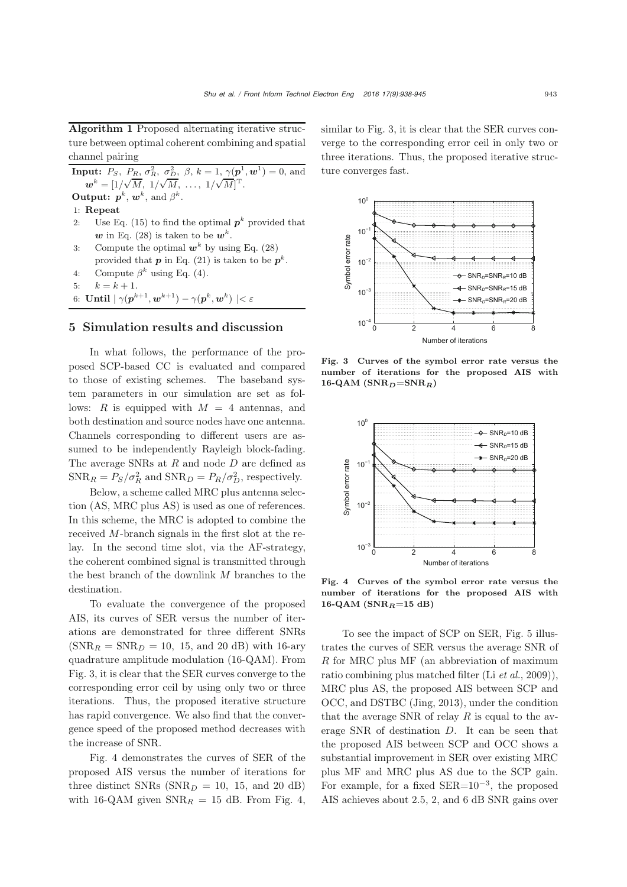**Algorithm 1** Proposed alternating iterative structure between optimal coherent combining and spatial channel pairing

**Input:** $P_S,\ P_R,\ \sigma_R^2,\ \sigma_D^2,\ \beta,\ k=1,\ \gamma(\boldsymbol{p}^1, \boldsymbol{w}^1)=0$, and $\boldsymbol{w}^k = [1/\sqrt{M},\ 1/\sqrt{M},\ \ldots,\ 1/\sqrt{M}]^{\mathrm{T}}$.

**Output:** $\boldsymbol{p}^k$, $\boldsymbol{w}^k$, and $\beta^k$.

1: **Repeat**

2: Use Eq. (15) to find the optimal $\boldsymbol{p}^k$ provided that $\boldsymbol{w}$ in Eq. (28) is taken to be $\boldsymbol{w}^k$.

3: Compute the optimal $\boldsymbol{w}^k$ by using Eq. (28) provided that $\boldsymbol{p}$ in Eq. (21) is taken to be $\boldsymbol{p}^k$.

4: Compute $\beta^k$ using Eq. (4).

5: $k = k + 1$.

6: **Until** $|\ \gamma(\boldsymbol{p}^{k+1}, \boldsymbol{w}^{k+1}) - \gamma(\boldsymbol{p}^k, \boldsymbol{w}^k)\ | < \varepsilon$

## 5 Simulation results and discussion

In what follows, the performance of the proposed SCP-based CC is evaluated and compared to those of existing schemes. The baseband system parameters in our simulation are set as follows: $R$ is equipped with $M = 4$ antennas, and both destination and source nodes have one antenna. Channels corresponding to different users are assumed to be independently Rayleigh block-fading. The average SNRs at $R$ and node $D$ are defined as $\mathrm{SNR}_R = P_S/\sigma_R^2$ and $\mathrm{SNR}_D = P_R/\sigma_D^2$, respectively.

Below, a scheme called MRC plus antenna selection (AS, MRC plus AS) is used as one of references. In this scheme, the MRC is adopted to combine the received $M$-branch signals in the first slot at the relay. In the second time slot, via the AF-strategy, the coherent combined signal is transmitted through the best branch of the downlink $M$ branches to the destination.

To evaluate the convergence of the proposed AIS, its curves of SER versus the number of iterations are demonstrated for three different SNRs ($\mathrm{SNR}_R = \mathrm{SNR}_D = 10,\ 15$, and 20 dB) with 16-ary quadrature amplitude modulation (16-QAM). From Fig. 3, it is clear that the SER curves converge to the corresponding error ceil by using only two or three iterations. Thus, the proposed iterative structure has rapid convergence. We also find that the convergence speed of the proposed method decreases with the increase of SNR.

Fig. 4 demonstrates the curves of SER of the proposed AIS versus the number of iterations for three distinct SNRs ($\mathrm{SNR}_D = 10,\ 15$, and 20 dB) with 16-QAM given $\mathrm{SNR}_R = 15$ dB. From Fig. 4, similar to Fig. 3, it is clear that the SER curves converge to the corresponding error ceil in only two or three iterations. Thus, the proposed iterative structure converges fast.

**Fig. 3 Curves of the symbol error rate versus the number of iterations for the proposed AIS with 16-QAM ($\mathrm{SNR}_D$=$\mathrm{SNR}_R$)**

**Fig. 4 Curves of the symbol error rate versus the number of iterations for the proposed AIS with 16-QAM ($\mathrm{SNR}_R$=15 dB)**

To see the impact of SCP on SER, Fig. 5 illustrates the curves of SER versus the average SNR of $R$ for MRC plus MF (an abbreviation of maximum ratio combining plus matched filter (Li *et al.*, 2009)), MRC plus AS, the proposed AIS between SCP and OCC, and DSTBC (Jing, 2013), under the condition that the average SNR of relay $R$ is equal to the average SNR of destination $D$. It can be seen that the proposed AIS between SCP and OCC shows a substantial improvement in SER over existing MRC plus MF and MRC plus AS due to the SCP gain. For example, for a fixed SER=$10^{-3}$, the proposed AIS achieves about 2.5, 2, and 6 dB SNR gains over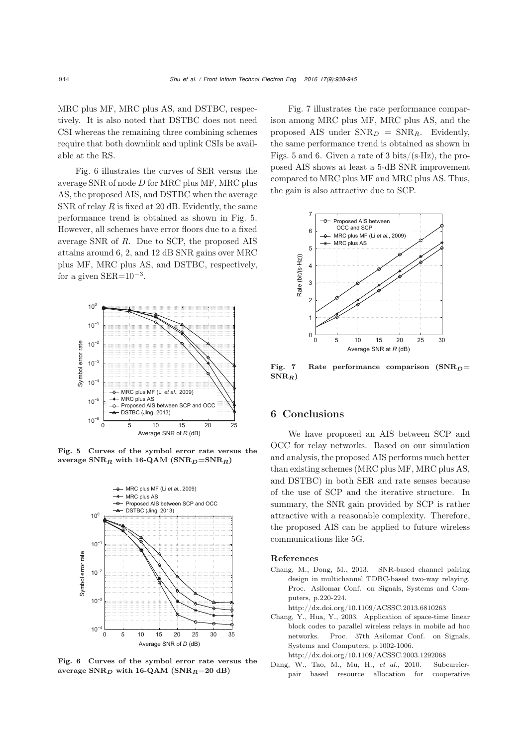MRC plus MF, MRC plus AS, and DSTBC, respectively. It is also noted that DSTBC does not need CSI whereas the remaining three combining schemes require that both downlink and uplink CSIs be available at the RS.

Fig. 6 illustrates the curves of SER versus the average SNR of node $D$ for MRC plus MF, MRC plus AS, the proposed AIS, and DSTBC when the average SNR of relay $R$ is fixed at 20 dB. Evidently, the same performance trend is obtained as shown in Fig. 5. However, all schemes have error floors due to a fixed average SNR of $R$. Due to SCP, the proposed AIS attains around 6, 2, and 12 dB SNR gains over MRC plus MF, MRC plus AS, and DSTBC, respectively, for a given SER=$10^{-3}$.

**Fig. 5 Curves of the symbol error rate versus the average $\text{SNR}_R$ with 16-QAM ($\text{SNR}_D$=$\text{SNR}_R$)**

**Fig. 6 Curves of the symbol error rate versus the average $\text{SNR}_D$ with 16-QAM ($\text{SNR}_R$=20 dB)**

Fig. 7 illustrates the rate performance comparison among MRC plus MF, MRC plus AS, and the proposed AIS under $\text{SNR}_D = \text{SNR}_R$. Evidently, the same performance trend is obtained as shown in Figs. 5 and 6. Given a rate of 3 bits/(s·Hz), the proposed AIS shows at least a 5-dB SNR improvement compared to MRC plus MF and MRC plus AS. Thus, the gain is also attractive due to SCP.

**Fig. 7 Rate performance comparison ($\text{SNR}_D$= $\text{SNR}_R$)**

## 6 Conclusions

We have proposed an AIS between SCP and OCC for relay networks. Based on our simulation and analysis, the proposed AIS performs much better than existing schemes (MRC plus MF, MRC plus AS, and DSTBC) in both SER and rate senses because of the use of SCP and the iterative structure. In summary, the SNR gain provided by SCP is rather attractive with a reasonable complexity. Therefore, the proposed AIS can be applied to future wireless communications like 5G.

### References

Chang, M., Dong, M., 2013. SNR-based channel pairing design in multichannel TDBC-based two-way relaying. Proc. Asilomar Conf. on Signals, Systems and Computers, p.220-224. http://dx.doi.org/10.1109/ACSSC.2013.6810263

Chang, Y., Hua, Y., 2003. Application of space-time linear block codes to parallel wireless relays in mobile ad hoc networks. Proc. 37th Asilomar Conf. on Signals, Systems and Computers, p.1002-1006. http://dx.doi.org/10.1109/ACSSC.2003.1292068

Dang, W., Tao, M., Mu, H., *et al.*, 2010. Subcarrier-pair based resource allocation for cooperative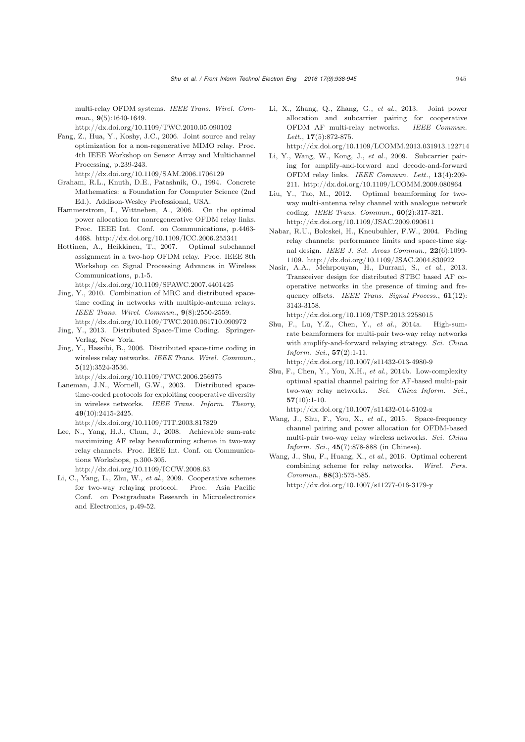multi-relay OFDM systems. *IEEE Trans. Wirel. Commun.*, **9**(5):1640-1649.
http://dx.doi.org/10.1109/TWC.2010.05.090102

Fang, Z., Hua, Y., Koshy, J.C., 2006. Joint source and relay optimization for a non-regenerative MIMO relay. Proc. 4th IEEE Workshop on Sensor Array and Multichannel Processing, p.239-243.
http://dx.doi.org/10.1109/SAM.2006.1706129

Graham, R.L., Knuth, D.E., Patashnik, O., 1994. Concrete Mathematics: a Foundation for Computer Science (2nd Ed.). Addison-Wesley Professional, USA.

Hammerstrom, I., Wittneben, A., 2006. On the optimal power allocation for nonregenerative OFDM relay links. Proc. IEEE Int. Conf. on Communications, p.4463-4468. http://dx.doi.org/10.1109/ICC.2006.255341

Hottinen, A., Heikkinen, T., 2007. Optimal subchannel assignment in a two-hop OFDM relay. Proc. IEEE 8th Workshop on Signal Processing Advances in Wireless Communications, p.1-5.
http://dx.doi.org/10.1109/SPAWC.2007.4401425

Jing, Y., 2010. Combination of MRC and distributed space-time coding in networks with multiple-antenna relays. *IEEE Trans. Wirel. Commun.*, **9**(8):2550-2559.
http://dx.doi.org/10.1109/TWC.2010.061710.090972

Jing, Y., 2013. Distributed Space-Time Coding. Springer-Verlag, New York.

Jing, Y., Hassibi, B., 2006. Distributed space-time coding in wireless relay networks. *IEEE Trans. Wirel. Commun.*, **5**(12):3524-3536.
http://dx.doi.org/10.1109/TWC.2006.256975

Laneman, J.N., Wornell, G.W., 2003. Distributed space-time-coded protocols for exploiting cooperative diversity in wireless networks. *IEEE Trans. Inform. Theory*, **49**(10):2415-2425.
http://dx.doi.org/10.1109/TIT.2003.817829

Lee, N., Yang, H.J., Chun, J., 2008. Achievable sum-rate maximizing AF relay beamforming scheme in two-way relay channels. Proc. IEEE Int. Conf. on Communications Workshops, p.300-305.
http://dx.doi.org/10.1109/ICCW.2008.63

Li, C., Yang, L., Zhu, W., *et al.*, 2009. Cooperative schemes for two-way relaying protocol. Proc. Asia Pacific Conf. on Postgraduate Research in Microelectronics and Electronics, p.49-52.

Li, X., Zhang, Q., Zhang, G., *et al.*, 2013. Joint power allocation and subcarrier pairing for cooperative OFDM AF multi-relay networks. *IEEE Commun. Lett.*, **17**(5):872-875.
http://dx.doi.org/10.1109/LCOMM.2013.031913.122714

Li, Y., Wang, W., Kong, J., *et al.*, 2009. Subcarrier pairing for amplify-and-forward and decode-and-forward OFDM relay links. *IEEE Commun. Lett.*, **13**(4):209-211. http://dx.doi.org/10.1109/LCOMM.2009.080864

Liu, Y., Tao, M., 2012. Optimal beamforming for two-way multi-antenna relay channel with analogue network coding. *IEEE Trans. Commun.*, **60**(2):317-321.
http://dx.doi.org/10.1109/JSAC.2009.090611

Nabar, R.U., Bolcskei, H., Kneubuhler, F.W., 2004. Fading relay channels: performance limits and space-time signal design. *IEEE J. Sel. Areas Commun.*, **22**(6):1099-1109. http://dx.doi.org/10.1109/JSAC.2004.830922

Nasir, A.A., Mehrpouyan, H., Durrani, S., *et al.*, 2013. Transceiver design for distributed STBC based AF cooperative networks in the presence of timing and frequency offsets. *IEEE Trans. Signal Process.*, **61**(12): 3143-3158.
http://dx.doi.org/10.1109/TSP.2013.2258015

Shu, F., Lu, Y.Z., Chen, Y., *et al.*, 2014a. High-sum-rate beamformers for multi-pair two-way relay networks with amplify-and-forward relaying strategy. *Sci. China Inform. Sci.*, **57**(2):1-11.
http://dx.doi.org/10.1007/s11432-013-4980-9

Shu, F., Chen, Y., You, X.H., *et al.*, 2014b. Low-complexity optimal spatial channel pairing for AF-based multi-pair two-way relay networks. *Sci. China Inform. Sci.*, **57**(10):1-10.
http://dx.doi.org/10.1007/s11432-014-5102-z

Wang, J., Shu, F., You, X., *et al.*, 2015. Space-frequency channel pairing and power allocation for OFDM-based multi-pair two-way relay wireless networks. *Sci. China Inform. Sci.*, **45**(7):878-888 (in Chinese).

Wang, J., Shu, F., Huang, X., *et al.*, 2016. Optimal coherent combining scheme for relay networks. *Wirel. Pers. Commun.*, **88**(3):575-585.
http://dx.doi.org/10.1007/s11277-016-3179-y